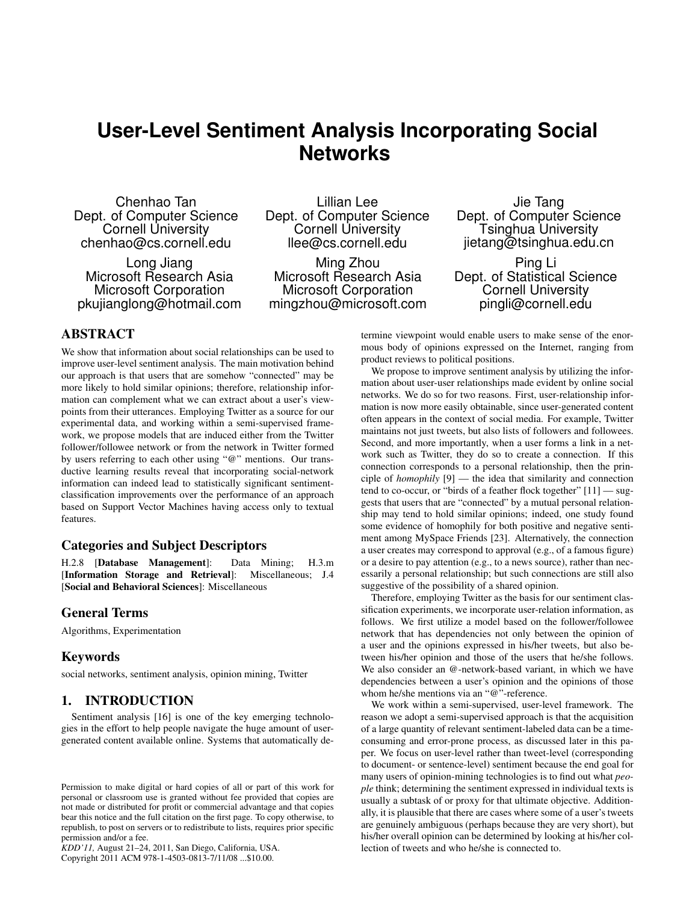# User-Level Sentiment Analysis Incorporating Social Networks

Chenhao Tan
Dept. of Computer Science
Cornell University
chenhao@cs.cornell.edu

Lillian Lee
Dept. of Computer Science
Cornell University
llee@cs.cornell.edu

Jie Tang
Dept. of Computer Science
Tsinghua University
jietang@tsinghua.edu.cn

Long Jiang
Microsoft Research Asia
Microsoft Corporation
pkujianglong@hotmail.com

Ming Zhou
Microsoft Research Asia
Microsoft Corporation
mingzhou@microsoft.com

Ping Li
Dept. of Statistical Science
Cornell University
pingli@cornell.edu

## ABSTRACT

We show that information about social relationships can be used to improve user-level sentiment analysis. The main motivation behind our approach is that users that are somehow "connected" may be more likely to hold similar opinions; therefore, relationship information can complement what we can extract about a user's viewpoints from their utterances. Employing Twitter as a source for our experimental data, and working within a semi-supervised framework, we propose models that are induced either from the Twitter follower/followee network or from the network in Twitter formed by users referring to each other using "@" mentions. Our transductive learning results reveal that incorporating social-network information can indeed lead to statistically significant sentiment-classification improvements over the performance of an approach based on Support Vector Machines having access only to textual features.

## Categories and Subject Descriptors

H.2.8 [**Database Management**]: Data Mining; H.3.m [**Information Storage and Retrieval**]: Miscellaneous; J.4 [**Social and Behavioral Sciences**]: Miscellaneous

## General Terms

Algorithms, Experimentation

## Keywords

social networks, sentiment analysis, opinion mining, Twitter

## 1. INTRODUCTION

Sentiment analysis [16] is one of the key emerging technologies in the effort to help people navigate the huge amount of user-generated content available online. Systems that automatically determine viewpoint would enable users to make sense of the enormous body of opinions expressed on the Internet, ranging from product reviews to political positions.

We propose to improve sentiment analysis by utilizing the information about user-user relationships made evident by online social networks. We do so for two reasons. First, user-relationship information is now more easily obtainable, since user-generated content often appears in the context of social media. For example, Twitter maintains not just tweets, but also lists of followers and followees. Second, and more importantly, when a user forms a link in a network such as Twitter, they do so to create a connection. If this connection corresponds to a personal relationship, then the principle of *homophily* [9] — the idea that similarity and connection tend to co-occur, or "birds of a feather flock together" [11] — suggests that users that are "connected" by a mutual personal relationship may tend to hold similar opinions; indeed, one study found some evidence of homophily for both positive and negative sentiment among MySpace Friends [23]. Alternatively, the connection a user creates may correspond to approval (e.g., of a famous figure) or a desire to pay attention (e.g., to a news source), rather than necessarily a personal relationship; but such connections are still also suggestive of the possibility of a shared opinion.

Therefore, employing Twitter as the basis for our sentiment classification experiments, we incorporate user-relation information, as follows. We first utilize a model based on the follower/followee network that has dependencies not only between the opinion of a user and the opinions expressed in his/her tweets, but also between his/her opinion and those of the users that he/she follows. We also consider an @-network-based variant, in which we have dependencies between a user's opinion and the opinions of those whom he/she mentions via an "@"-reference.

We work within a semi-supervised, user-level framework. The reason we adopt a semi-supervised approach is that the acquisition of a large quantity of relevant sentiment-labeled data can be a time-consuming and error-prone process, as discussed later in this paper. We focus on user-level rather than tweet-level (corresponding to document- or sentence-level) sentiment because the end goal for many users of opinion-mining technologies is to find out what *people* think; determining the sentiment expressed in individual texts is usually a subtask of or proxy for that ultimate objective. Additionally, it is plausible that there are cases where some of a user's tweets are genuinely ambiguous (perhaps because they are very short), but his/her overall opinion can be determined by looking at his/her collection of tweets and who he/she is connected to.

Permission to make digital or hard copies of all or part of this work for personal or classroom use is granted without fee provided that copies are not made or distributed for profit or commercial advantage and that copies bear this notice and the full citation on the first page. To copy otherwise, to republish, to post on servers or to redistribute to lists, requires prior specific permission and/or a fee.
*KDD'11,* August 21–24, 2011, San Diego, California, USA.
Copyright 2011 ACM 978-1-4503-0813-7/11/08 ...$10.00.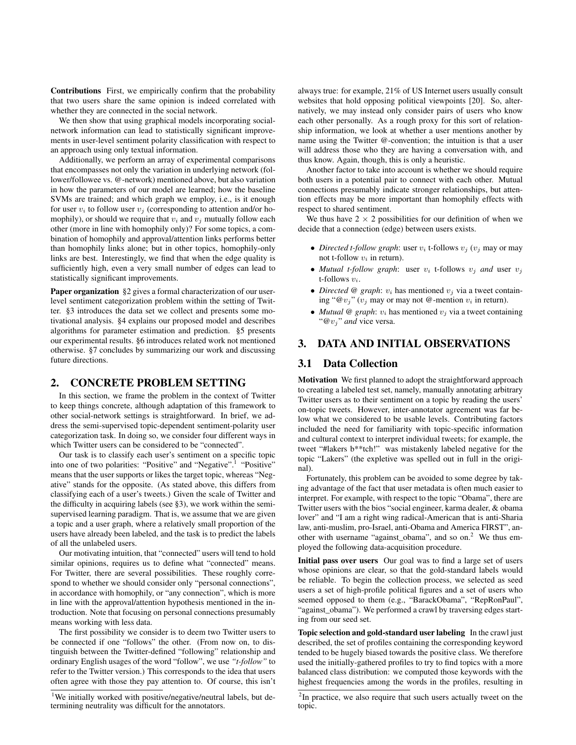**Contributions** First, we empirically confirm that the probability that two users share the same opinion is indeed correlated with whether they are connected in the social network.

We then show that using graphical models incorporating social-network information can lead to statistically significant improvements in user-level sentiment polarity classification with respect to an approach using only textual information.

Additionally, we perform an array of experimental comparisons that encompasses not only the variation in underlying network (follower/followee vs. @-network) mentioned above, but also variation in how the parameters of our model are learned; how the baseline SVMs are trained; and which graph we employ, i.e., is it enough for user $v_i$ to follow user $v_j$ (corresponding to attention and/or homophily), or should we require that $v_i$ and $v_j$ mutually follow each other (more in line with homophily only)? For some topics, a combination of homophily and approval/attention links performs better than homophily links alone; but in other topics, homophily-only links are best. Interestingly, we find that when the edge quality is sufficiently high, even a very small number of edges can lead to statistically significant improvements.

**Paper organization** §2 gives a formal characterization of our user-level sentiment categorization problem within the setting of Twitter. §3 introduces the data set we collect and presents some motivational analysis. §4 explains our proposed model and describes algorithms for parameter estimation and prediction. §5 presents our experimental results. §6 introduces related work not mentioned otherwise. §7 concludes by summarizing our work and discussing future directions.

## 2. CONCRETE PROBLEM SETTING

In this section, we frame the problem in the context of Twitter to keep things concrete, although adaptation of this framework to other social-network settings is straightforward. In brief, we address the semi-supervised topic-dependent sentiment-polarity user categorization task. In doing so, we consider four different ways in which Twitter users can be considered to be "connected".

Our task is to classify each user's sentiment on a specific topic into one of two polarities: "Positive" and "Negative".[1] "Positive" means that the user supports or likes the target topic, whereas "Negative" stands for the opposite. (As stated above, this differs from classifying each of a user's tweets.) Given the scale of Twitter and the difficulty in acquiring labels (see §3), we work within the semi-supervised learning paradigm. That is, we assume that we are given a topic and a user graph, where a relatively small proportion of the users have already been labeled, and the task is to predict the labels of all the unlabeled users.

Our motivating intuition, that "connected" users will tend to hold similar opinions, requires us to define what "connected" means. For Twitter, there are several possibilities. These roughly correspond to whether we should consider only "personal connections", in accordance with homophily, or "any connection", which is more in line with the approval/attention hypothesis mentioned in the introduction. Note that focusing on personal connections presumably means working with less data.

The first possibility we consider is to deem two Twitter users to be connected if one "follows" the other. (From now on, to distinguish between the Twitter-defined "following" relationship and ordinary English usages of the word "follow", we use *"t-follow"* to refer to the Twitter version.) This corresponds to the idea that users often agree with those they pay attention to. Of course, this isn't always true: for example, 21% of US Internet users usually consult websites that hold opposing political viewpoints [20]. So, alternatively, we may instead only consider pairs of users who know each other personally. As a rough proxy for this sort of relationship information, we look at whether a user mentions another by name using the Twitter @-convention; the intuition is that a user will address those who they are having a conversation with, and thus know. Again, though, this is only a heuristic.

Another factor to take into account is whether we should require both users in a potential pair to connect with each other. Mutual connections presumably indicate stronger relationships, but attention effects may be more important than homophily effects with respect to shared sentiment.

We thus have $2 \times 2$ possibilities for our definition of when we decide that a connection (edge) between users exists.

- *Directed t-follow graph*: user $v_i$ t-follows $v_j$ ($v_j$ may or may not t-follow $v_i$ in return).
- *Mutual t-follow graph*: user $v_i$ t-follows $v_j$ *and* user $v_j$ t-follows $v_i$.
- *Directed @ graph*: $v_i$ has mentioned $v_j$ via a tweet containing "@$v_j$" ($v_j$ may or may not @-mention $v_i$ in return).
- *Mutual @ graph*: $v_i$ has mentioned $v_j$ via a tweet containing "@$v_j$" *and* vice versa.

## 3. DATA AND INITIAL OBSERVATIONS

### 3.1 Data Collection

**Motivation** We first planned to adopt the straightforward approach to creating a labeled test set, namely, manually annotating arbitrary Twitter users as to their sentiment on a topic by reading the users' on-topic tweets. However, inter-annotator agreement was far below what we considered to be usable levels. Contributing factors included the need for familiarity with topic-specific information and cultural context to interpret individual tweets; for example, the tweet "#lakers b**tch!" was mistakenly labeled negative for the topic "Lakers" (the expletive was spelled out in full in the original).

Fortunately, this problem can be avoided to some degree by taking advantage of the fact that user metadata is often much easier to interpret. For example, with respect to the topic "Obama", there are Twitter users with the bios "social engineer, karma dealer, & obama lover" and "I am a right wing radical-American that is anti-Sharia law, anti-muslim, pro-Israel, anti-Obama and America FIRST", another with username "against_obama", and so on.[2] We thus employed the following data-acquisition procedure.

**Initial pass over users** Our goal was to find a large set of users whose opinions are clear, so that the gold-standard labels would be reliable. To begin the collection process, we selected as seed users a set of high-profile political figures and a set of users who seemed opposed to them (e.g., "BarackObama", "RepRonPaul", "against_obama"). We performed a crawl by traversing edges starting from our seed set.

**Topic selection and gold-standard user labeling** In the crawl just described, the set of profiles containing the corresponding keyword tended to be hugely biased towards the positive class. We therefore used the initially-gathered profiles to try to find topics with a more balanced class distribution: we computed those keywords with the highest frequencies among the words in the profiles, resulting in

[1] We initially worked with positive/negative/neutral labels, but determining neutrality was difficult for the annotators.

[2] In practice, we also require that such users actually tweet on the topic.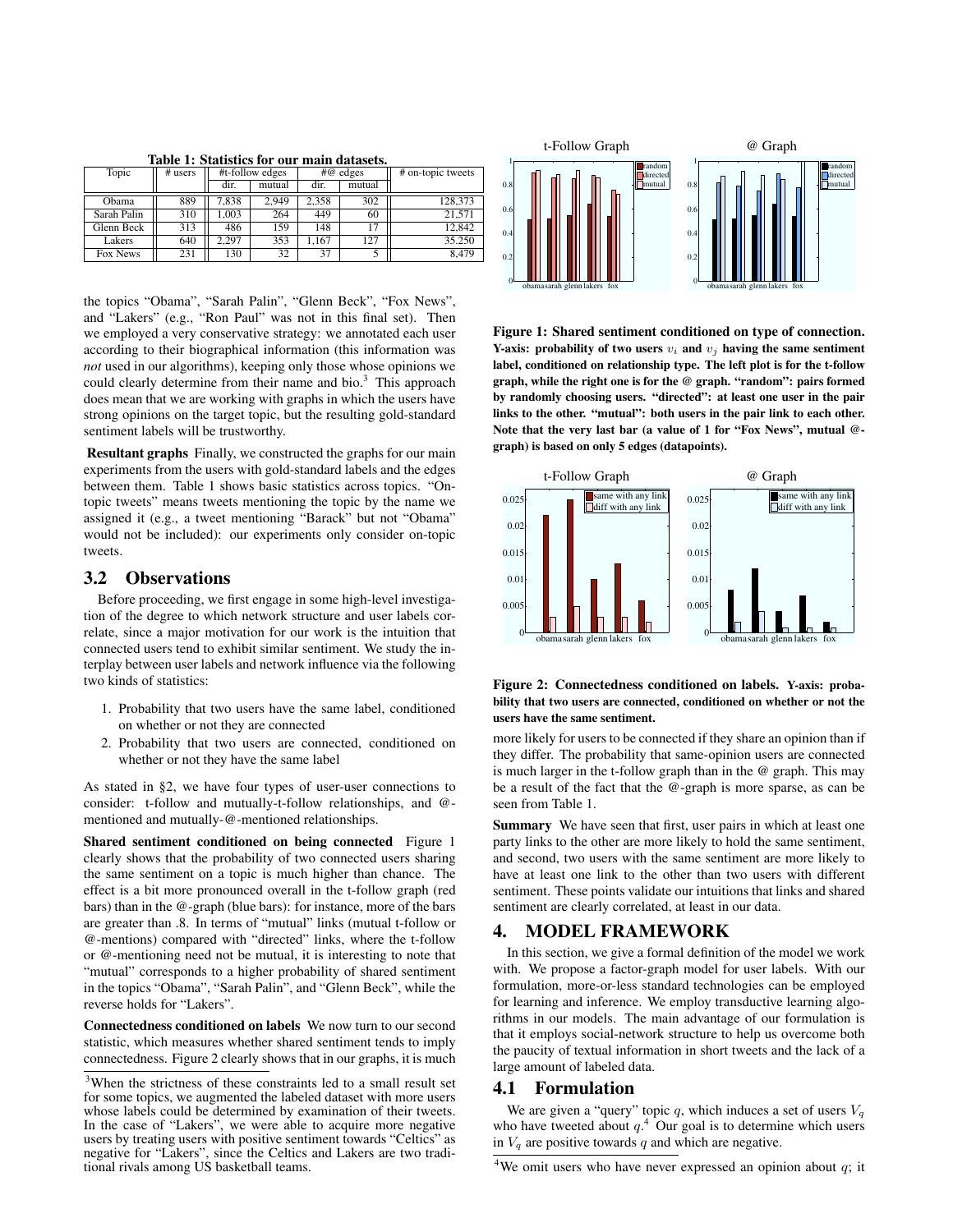**Table 1: Statistics for our main datasets.**

| Topic | # users | #t-follow edges | | #@ edges | | # on-topic tweets |
|---|---|---|---|---|---|---|
| | | dir. | mutual | dir. | mutual | |
| Obama | 889 | 7,838 | 2,949 | 2,358 | 302 | 128,373 |
| Sarah Palin | 310 | 1,003 | 264 | 449 | 60 | 21,571 |
| Glenn Beck | 313 | 486 | 159 | 148 | 17 | 12,842 |
| Lakers | 640 | 2,297 | 353 | 1,167 | 127 | 35.250 |
| Fox News | 231 | 130 | 32 | 37 | 5 | 8,479 |

the topics "Obama", "Sarah Palin", "Glenn Beck", "Fox News", and "Lakers" (e.g., "Ron Paul" was not in this final set). Then we employed a very conservative strategy: we annotated each user according to their biographical information (this information was *not* used in our algorithms), keeping only those whose opinions we could clearly determine from their name and bio.[3] This approach does mean that we are working with graphs in which the users have strong opinions on the target topic, but the resulting gold-standard sentiment labels will be trustworthy.

**Resultant graphs** Finally, we constructed the graphs for our main experiments from the users with gold-standard labels and the edges between them. Table 1 shows basic statistics across topics. "On-topic tweets" means tweets mentioning the topic by the name we assigned it (e.g., a tweet mentioning "Barack" but not "Obama" would not be included): our experiments only consider on-topic tweets.

## 3.2 Observations

Before proceeding, we first engage in some high-level investigation of the degree to which network structure and user labels correlate, since a major motivation for our work is the intuition that connected users tend to exhibit similar sentiment. We study the interplay between user labels and network influence via the following two kinds of statistics:

1. Probability that two users have the same label, conditioned on whether or not they are connected
2. Probability that two users are connected, conditioned on whether or not they have the same label

As stated in §2, we have four types of user-user connections to consider: t-follow and mutually-t-follow relationships, and @-mentioned and mutually-@-mentioned relationships.

**Shared sentiment conditioned on being connected** Figure 1 clearly shows that the probability of two connected users sharing the same sentiment on a topic is much higher than chance. The effect is a bit more pronounced overall in the t-follow graph (red bars) than in the @-graph (blue bars): for instance, more of the bars are greater than .8. In terms of "mutual" links (mutual t-follow or @-mentions) compared with "directed" links, where the t-follow or @-mentioning need not be mutual, it is interesting to note that "mutual" corresponds to a higher probability of shared sentiment in the topics "Obama", "Sarah Palin", and "Glenn Beck", while the reverse holds for "Lakers".

**Connectedness conditioned on labels** We now turn to our second statistic, which measures whether shared sentiment tends to imply connectedness. Figure 2 clearly shows that in our graphs, it is much more likely for users to be connected if they share an opinion than if they differ. The probability that same-opinion users are connected is much larger in the t-follow graph than in the @ graph. This may be a result of the fact that the @-graph is more sparse, as can be seen from Table 1.

**Figure 1: Shared sentiment conditioned on type of connection.** Y-axis: probability of two users $v_i$ and $v_j$ having the same sentiment label, conditioned on relationship type. The left plot is for the t-follow graph, while the right one is for the @ graph. "random": pairs formed by randomly choosing users. "directed": at least one user in the pair links to the other. "mutual": both users in the pair link to each other. Note that the very last bar (a value of 1 for "Fox News", mutual @-graph) is based on only 5 edges (datapoints).

**Figure 2: Connectedness conditioned on labels.** Y-axis: probability that two users are connected, conditioned on whether or not the users have the same sentiment.

**Summary** We have seen that first, user pairs in which at least one party links to the other are more likely to hold the same sentiment, and second, two users with the same sentiment are more likely to have at least one link to the other than two users with different sentiment. These points validate our intuitions that links and shared sentiment are clearly correlated, at least in our data.

# 4. MODEL FRAMEWORK

In this section, we give a formal definition of the model we work with. We propose a factor-graph model for user labels. With our formulation, more-or-less standard technologies can be employed for learning and inference. We employ transductive learning algorithms in our models. The main advantage of our formulation is that it employs social-network structure to help us overcome both the paucity of textual information in short tweets and the lack of a large amount of labeled data.

## 4.1 Formulation

We are given a "query" topic $q$, which induces a set of users $V_q$ who have tweeted about $q$.[4] Our goal is to determine which users in $V_q$ are positive towards $q$ and which are negative.

[3] When the strictness of these constraints led to a small result set for some topics, we augmented the labeled dataset with more users whose labels could be determined by examination of their tweets. In the case of "Lakers", we were able to acquire more negative users by treating users with positive sentiment towards "Celtics" as negative for "Lakers", since the Celtics and Lakers are two traditional rivals among US basketball teams.

[4] We omit users who have never expressed an opinion about $q$; it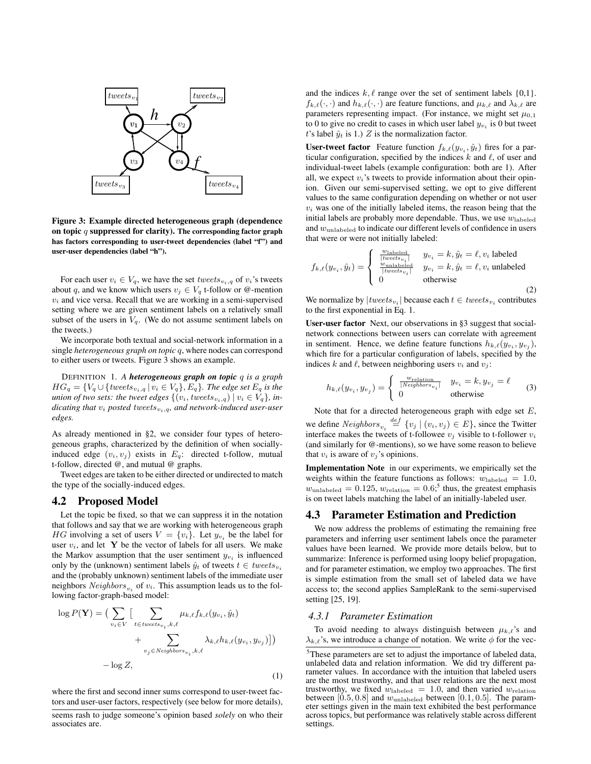Figure 3: Example directed heterogeneous graph (dependence on topic $q$ suppressed for clarity). The corresponding factor graph has factors corresponding to user-tweet dependencies (label "f") and user-user dependencies (label "h").

For each user $v_i \in V_q$, we have the set $tweets_{v_i,q}$ of $v_i$'s tweets about $q$, and we know which users $v_j \in V_q$ t-follow or @-mention $v_i$ and vice versa. Recall that we are working in a semi-supervised setting where we are given sentiment labels on a relatively small subset of the users in $V_q$. (We do not assume sentiment labels on the tweets.)

We incorporate both textual and social-network information in a single *heterogeneous graph on topic q*, where nodes can correspond to either users or tweets. Figure 3 shows an example.

DEFINITION 1. *A* ***heterogeneous graph on topic*** *$q$ is a graph $HG_q = \{V_q \cup \{tweets_{v_i,q} \mid v_i \in V_q\}, E_q\}$. The edge set $E_q$ is the union of two sets: the tweet edges $\{(v_i, tweets_{v_i,q}) \mid v_i \in V_q\}$, indicating that $v_i$ posted $tweets_{v_i,q}$, and network-induced user-user edges.*

As already mentioned in §2, we consider four types of heterogeneous graphs, characterized by the definition of when socially-induced edge $(v_i, v_j)$ exists in $E_q$: directed t-follow, mutual t-follow, directed @, and mutual @ graphs.

Tweet edges are taken to be either directed or undirected to match the type of the socially-induced edges.

## 4.2 Proposed Model

Let the topic be fixed, so that we can suppress it in the notation that follows and say that we are working with heterogeneous graph $HG$ involving a set of users $V = \{v_i\}$. Let $y_{v_i}$ be the label for user $v_i$, and let $\mathbf{Y}$ be the vector of labels for all users. We make the Markov assumption that the user sentiment $y_{v_i}$ is influenced only by the (unknown) sentiment labels $\hat{y}_t$ of tweets $t \in tweets_{v_i}$ and the (probably unknown) sentiment labels of the immediate user neighbors $Neighbors_{v_i}$ of $v_i$. This assumption leads us to the following factor-graph-based model:

$$\log P(\mathbf{Y}) = \Big( \sum_{v_i \in V} \Big[ \sum_{t \in tweets_{v_i}, k, \ell} \mu_{k,\ell} f_{k,\ell}(y_{v_i}, \hat{y}_t) + \sum_{v_j \in Neighbors_{v_i}, k, \ell} \lambda_{k,\ell} h_{k,\ell}(y_{v_i}, y_{v_j}) \Big] \Big) - \log Z, \quad (1)$$

where the first and second inner sums correspond to user-tweet factors and user-user factors, respectively (see below for more details), and the indices $k, \ell$ range over the set of sentiment labels {0,1}. $f_{k,\ell}(\cdot,\cdot)$ and $h_{k,\ell}(\cdot,\cdot)$ are feature functions, and $\mu_{k,\ell}$ and $\lambda_{k,\ell}$ are parameters representing impact. (For instance, we might set $\mu_{0,1}$ to 0 to give no credit to cases in which user label $y_{v_i}$ is 0 but tweet $t$'s label $\hat{y}_t$ is 1.) $Z$ is the normalization factor.

**User-tweet factor** Feature function $f_{k,\ell}(y_{v_i}, \hat{y}_t)$ fires for a particular configuration, specified by the indices $k$ and $\ell$, of user and individual-tweet labels (example configuration: both are 1). After all, we expect $v_i$'s tweets to provide information about their opinion. Given our semi-supervised setting, we opt to give different values to the same configuration depending on whether or not user $v_i$ was one of the initially labeled items, the reason being that the initial labels are probably more dependable. Thus, we use $w_{\text{labeled}}$ and $w_{\text{unlabeled}}$ to indicate our different levels of confidence in users that were or were not initially labeled:

$$f_{k,\ell}(y_{v_i}, \hat{y}_t) = \begin{cases} \frac{w_{\text{labeled}}}{|tweets_{v_i}|} & y_{v_i} = k, \hat{y}_t = \ell, v_i \text{ labeled} \\ \frac{w_{\text{unlabeled}}}{|tweets_{v_i}|} & y_{v_i} = k, \hat{y}_t = \ell, v_i \text{ unlabeled} \\ 0 & \text{otherwise} \end{cases} \quad (2)$$

We normalize by $|tweets_{v_i}|$ because each $t \in tweets_{v_i}$ contributes to the first exponential in Eq. 1.

**User-user factor** Next, our observations in §3 suggest that social-network connections between users can correlate with agreement in sentiment. Hence, we define feature functions $h_{k,\ell}(y_{v_i}, y_{v_j})$, which fire for a particular configuration of labels, specified by the indices $k$ and $\ell$, between neighboring users $v_i$ and $v_j$:

$$h_{k,\ell}(y_{v_i}, y_{v_j}) = \begin{cases} \frac{w_{\text{relation}}}{|Neighbors_{v_i}|} & y_{v_i} = k, y_{v_j} = \ell \\ 0 & \text{otherwise} \end{cases} \quad (3)$$

Note that for a directed heterogeneous graph with edge set $E$, we define $Neighbors_{v_i} \stackrel{def}{=} \{v_j \mid (v_i, v_j) \in E\}$, since the Twitter interface makes the tweets of t-followee $v_j$ visible to t-follower $v_i$ (and similarly for @-mentions), so we have some reason to believe that $v_i$ is aware of $v_j$'s opinions.

**Implementation Note** in our experiments, we empirically set the weights within the feature functions as follows: $w_{\text{labeled}} = 1.0$, $w_{\text{unlabeled}} = 0.125$, $w_{\text{relation}} = 0.6$;[5] thus, the greatest emphasis is on tweet labels matching the label of an initially-labeled user.

## 4.3 Parameter Estimation and Prediction

We now address the problems of estimating the remaining free parameters and inferring user sentiment labels once the parameter values have been learned. We provide more details below, but to summarize: Inference is performed using loopy belief propagation, and for parameter estimation, we employ two approaches. The first is simple estimation from the small set of labeled data we have access to; the second applies SampleRank to the semi-supervised setting [25, 19].

### 4.3.1 Parameter Estimation

To avoid needing to always distinguish between $\mu_{k,\ell}$'s and $\lambda_{k,\ell}$'s, we introduce a change of notation. We write $\phi$ for the vec-

seems rash to judge someone's opinion based *solely* on who their associates are.

[5] These parameters are set to adjust the importance of labeled data, unlabeled data and relation information. We did try different parameter values. In accordance with the intuition that labeled users are the most trustworthy, and that user relations are the next most trustworthy, we fixed $w_{\text{labeled}} = 1.0$, and then varied $w_{\text{relation}}$ between $[0.5, 0.8]$ and $w_{\text{unlabeled}}$ between $[0.1, 0.5]$. The parameter settings given in the main text exhibited the best performance across topics, but performance was relatively stable across different settings.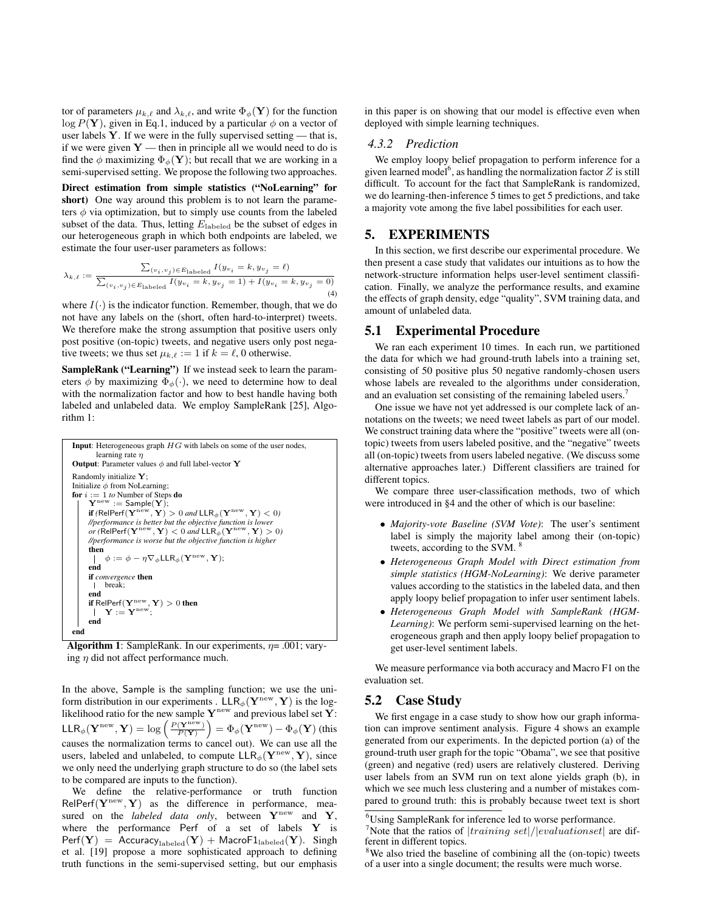tor of parameters $\mu_{k,\ell}$ and $\lambda_{k,\ell}$, and write $\Phi_\phi(\mathbf{Y})$ for the function $\log P(\mathbf{Y})$, given in Eq.1, induced by a particular $\phi$ on a vector of user labels $\mathbf{Y}$. If we were in the fully supervised setting — that is, if we were given $\mathbf{Y}$ — then in principle all we would need to do is find the $\phi$ maximizing $\Phi_\phi(\mathbf{Y})$; but recall that we are working in a semi-supervised setting. We propose the following two approaches.

**Direct estimation from simple statistics ("NoLearning" for short)** One way around this problem is to not learn the parameters $\phi$ via optimization, but to simply use counts from the labeled subset of the data. Thus, letting $E_{\text{labeled}}$ be the subset of edges in our heterogeneous graph in which both endpoints are labeled, we estimate the four user-user parameters as follows:

$$\lambda_{k,\ell} := \frac{\sum_{(v_i,v_j)\in E_{\text{labeled}}} I(y_{v_i}=k, y_{v_j}=\ell)}{\sum_{(v_i,v_j)\in E_{\text{labeled}}} I(y_{v_i}=k, y_{v_j}=1) + I(y_{v_i}=k, y_{v_j}=0)} \quad (4)$$

where $I(\cdot)$ is the indicator function. Remember, though, that we do not have any labels on the (short, often hard-to-interpret) tweets. We therefore make the strong assumption that positive users only post positive (on-topic) tweets, and negative users only post negative tweets; we thus set $\mu_{k,\ell} := 1$ if $k = \ell$, 0 otherwise.

**SampleRank ("Learning")** If we instead seek to learn the parameters $\phi$ by maximizing $\Phi_\phi(\cdot)$, we need to determine how to deal with the normalization factor and how to best handle having both labeled and unlabeled data. We employ SampleRank [25], Algorithm 1:

```
Input: Heterogeneous graph HG with labels on some of the user nodes,
       learning rate η
Output: Parameter values φ and full label-vector Y
Randomly initialize Y;
Initialize φ from NoLearning;
for i := 1 to Number of Steps do
    Y^new := Sample(Y);
    if (RelPerf(Y^new, Y) > 0 and LLR_φ(Y^new, Y) < 0)
    //performance is better but the objective function is lower
    or (RelPerf(Y^new, Y) < 0 and LLR_φ(Y^new, Y) > 0)
    //performance is worse but the objective function is higher
    then
        φ := φ − η∇_φ LLR_φ(Y^new, Y);
    end
    if convergence then
        break;
    end
    if RelPerf(Y^new, Y) > 0 then
        Y := Y^new;
    end
end
```

**Algorithm 1**: SampleRank. In our experiments, $\eta$= .001; varying $\eta$ did not affect performance much.

In the above, Sample is the sampling function; we use the uniform distribution in our experiments . $\mathsf{LLR}_\phi(\mathbf{Y}^{\text{new}}, \mathbf{Y})$ is the log-likelihood ratio for the new sample $\mathbf{Y}^{\text{new}}$ and previous label set $\mathbf{Y}$: $\mathsf{LLR}_\phi(\mathbf{Y}^{\text{new}}, \mathbf{Y}) = \log\left(\frac{P(\mathbf{Y}^{\text{new}})}{P(\mathbf{Y})}\right) = \Phi_\phi(\mathbf{Y}^{\text{new}}) - \Phi_\phi(\mathbf{Y})$ (this causes the normalization terms to cancel out). We can use all the users, labeled and unlabeled, to compute $\mathsf{LLR}_\phi(\mathbf{Y}^{\text{new}}, \mathbf{Y})$, since we only need the underlying graph structure to do so (the label sets to be compared are inputs to the function).

We define the relative-performance or truth function $\mathsf{RelPerf}(\mathbf{Y}^{\text{new}}, \mathbf{Y})$ as the difference in performance, measured on the *labeled data only*, between $\mathbf{Y}^{\text{new}}$ and $\mathbf{Y}$, where the performance Perf of a set of labels $\mathbf{Y}$ is $\mathsf{Perf}(\mathbf{Y}) = \mathsf{Accuracy}_{\text{labeled}}(\mathbf{Y}) + \mathsf{MacroF1}_{\text{labeled}}(\mathbf{Y})$. Singh et al. [19] propose a more sophisticated approach to defining truth functions in the semi-supervised setting, but our emphasis in this paper is on showing that our model is effective even when deployed with simple learning techniques.

### 4.3.2 Prediction

We employ loopy belief propagation to perform inference for a given learned model[6], as handling the normalization factor $Z$ is still difficult. To account for the fact that SampleRank is randomized, we do learning-then-inference 5 times to get 5 predictions, and take a majority vote among the five label possibilities for each user.

## 5. EXPERIMENTS

In this section, we first describe our experimental procedure. We then present a case study that validates our intuitions as to how the network-structure information helps user-level sentiment classification. Finally, we analyze the performance results, and examine the effects of graph density, edge "quality", SVM training data, and amount of unlabeled data.

### 5.1 Experimental Procedure

We ran each experiment 10 times. In each run, we partitioned the data for which we had ground-truth labels into a training set, consisting of 50 positive plus 50 negative randomly-chosen users whose labels are revealed to the algorithms under consideration, and an evaluation set consisting of the remaining labeled users.[7]

One issue we have not yet addressed is our complete lack of annotations on the tweets; we need tweet labels as part of our model. We construct training data where the "positive" tweets were all (on-topic) tweets from users labeled positive, and the "negative" tweets all (on-topic) tweets from users labeled negative. (We discuss some alternative approaches later.) Different classifiers are trained for different topics.

We compare three user-classification methods, two of which were introduced in §4 and the other of which is our baseline:

- *Majority-vote Baseline (SVM Vote)*: The user's sentiment label is simply the majority label among their (on-topic) tweets, according to the SVM. [8]
- *Heterogeneous Graph Model with Direct estimation from simple statistics (HGM-NoLearning)*: We derive parameter values according to the statistics in the labeled data, and then apply loopy belief propagation to infer user sentiment labels.
- *Heterogeneous Graph Model with SampleRank (HGM-Learning)*: We perform semi-supervised learning on the heterogeneous graph and then apply loopy belief propagation to get user-level sentiment labels.

We measure performance via both accuracy and Macro F1 on the evaluation set.

### 5.2 Case Study

We first engage in a case study to show how our graph information can improve sentiment analysis. Figure 4 shows an example generated from our experiments. In the depicted portion (a) of the ground-truth user graph for the topic "Obama", we see that positive (green) and negative (red) users are relatively clustered. Deriving user labels from an SVM run on text alone yields graph (b), in which we see much less clustering and a number of mistakes compared to ground truth: this is probably because tweet text is short

---

[6] Using SampleRank for inference led to worse performance.

[7] Note that the ratios of $|training\ set|/|evaluationset|$ are different in different topics.

[8] We also tried the baseline of combining all the (on-topic) tweets of a user into a single document; the results were much worse.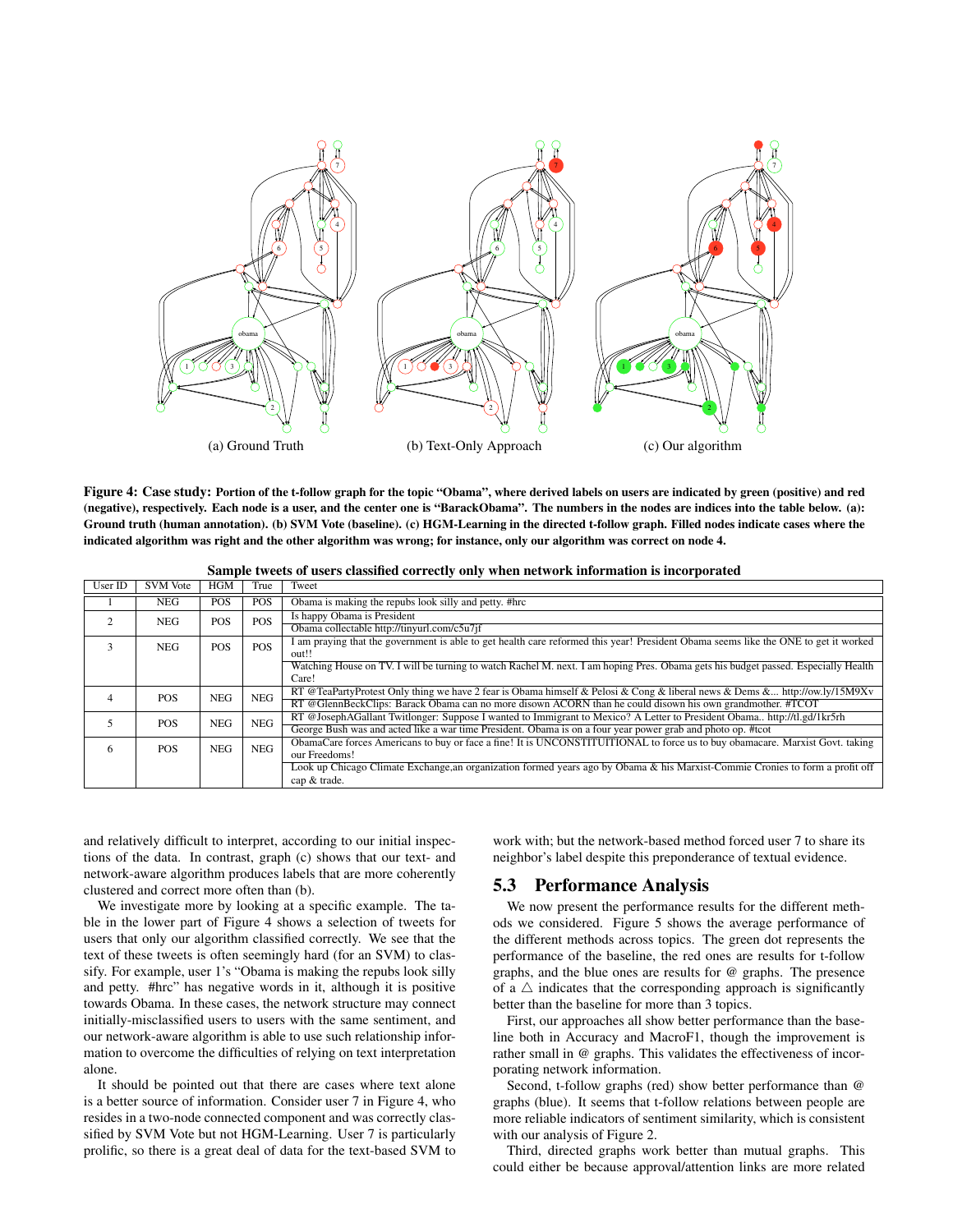(a) Ground Truth (b) Text-Only Approach (c) Our algorithm

**Figure 4: Case study: Portion of the t-follow graph for the topic "Obama", where derived labels on users are indicated by green (positive) and red (negative), respectively. Each node is a user, and the center one is "BarackObama". The numbers in the nodes are indices into the table below. (a): Ground truth (human annotation). (b) SVM Vote (baseline). (c) HGM-Learning in the directed t-follow graph. Filled nodes indicate cases where the indicated algorithm was right and the other algorithm was wrong; for instance, only our algorithm was correct on node 4.**

**Sample tweets of users classified correctly only when network information is incorporated**

| User ID | SVM Vote | HGM | True | Tweet |
|---|---|---|---|---|
| 1 | NEG | POS | POS | Obama is making the repubs look silly and petty. #hrc |
| 2 | NEG | POS | POS | Is happy Obama is President |
| | | | | Obama collectable http://tinyurl.com/c5u7jf |
| 3 | NEG | POS | POS | I am praying that the government is able to get health care reformed this year! President Obama seems like the ONE to get it worked out!! |
| | | | | Watching House on TV. I will be turning to watch Rachel M. next. I am hoping Pres. Obama gets his budget passed. Especially Health Care! |
| 4 | POS | NEG | NEG | RT @TeaPartyProtest Only thing we have 2 fear is Obama himself & Pelosi & Cong & liberal news & Dems &... http://ow.ly/15M9Xv |
| | | | | RT @GlennBeckClips: Barack Obama can no more disown ACORN than he could disown his own grandmother. #TCOT |
| 5 | POS | NEG | NEG | RT @JosephAGallant Twitlonger: Suppose I wanted to Immigrant to Mexico? A Letter to President Obama.. http://tl.gd/1kr5rh |
| | | | | George Bush was and acted like a war time President. Obama is on a four year power grab and photo op. #tcot |
| 6 | POS | NEG | NEG | ObamaCare forces Americans to buy or face a fine! It is UNCONSTITUITIONAL to force us to buy obamacare. Marxist Govt. taking our Freedoms! |
| | | | | Look up Chicago Climate Exchange,an organization formed years ago by Obama & his Marxist-Commie Cronies to form a profit off cap & trade. |

and relatively difficult to interpret, according to our initial inspections of the data. In contrast, graph (c) shows that our text- and network-aware algorithm produces labels that are more coherently clustered and correct more often than (b).

We investigate more by looking at a specific example. The table in the lower part of Figure 4 shows a selection of tweets for users that only our algorithm classified correctly. We see that the text of these tweets is often seemingly hard (for an SVM) to classify. For example, user 1's "Obama is making the repubs look silly and petty. #hrc" has negative words in it, although it is positive towards Obama. In these cases, the network structure may connect initially-misclassified users to users with the same sentiment, and our network-aware algorithm is able to use such relationship information to overcome the difficulties of relying on text interpretation alone.

It should be pointed out that there are cases where text alone is a better source of information. Consider user 7 in Figure 4, who resides in a two-node connected component and was correctly classified by SVM Vote but not HGM-Learning. User 7 is particularly prolific, so there is a great deal of data for the text-based SVM to work with; but the network-based method forced user 7 to share its neighbor's label despite this preponderance of textual evidence.

## 5.3 Performance Analysis

We now present the performance results for the different methods we considered. Figure 5 shows the average performance of the different methods across topics. The green dot represents the performance of the baseline, the red ones are results for t-follow graphs, and the blue ones are results for @ graphs. The presence of a $\triangle$ indicates that the corresponding approach is significantly better than the baseline for more than 3 topics.

First, our approaches all show better performance than the baseline both in Accuracy and MacroF1, though the improvement is rather small in @ graphs. This validates the effectiveness of incorporating network information.

Second, t-follow graphs (red) show better performance than @ graphs (blue). It seems that t-follow relations between people are more reliable indicators of sentiment similarity, which is consistent with our analysis of Figure 2.

Third, directed graphs work better than mutual graphs. This could either be because approval/attention links are more related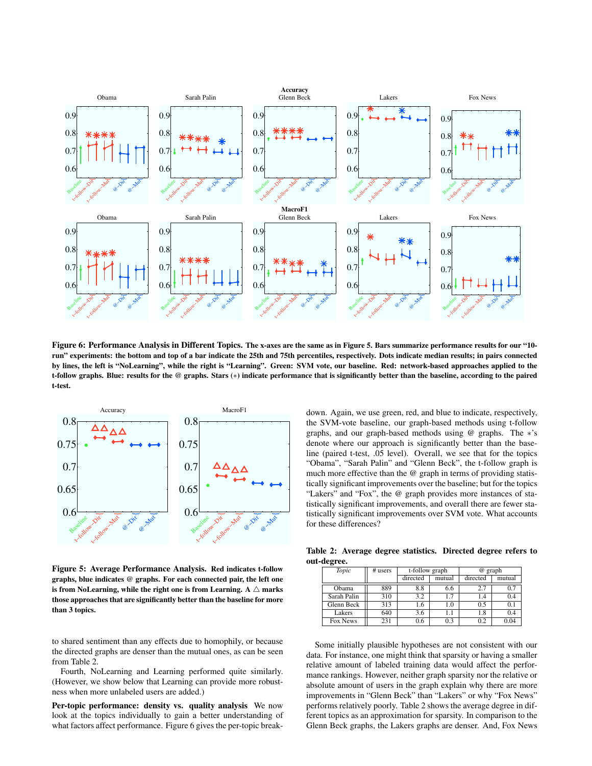**Figure 6: Performance Analysis in Different Topics.** **The x-axes are the same as in Figure 5. Bars summarize performance results for our "10-run" experiments: the bottom and top of a bar indicate the 25th and 75th percentiles, respectively. Dots indicate median results; in pairs connected by lines, the left is "NoLearning", while the right is "Learning". Green: SVM vote, our baseline. Red: network-based approaches applied to the t-follow graphs. Blue: results for the @ graphs. Stars (∗) indicate performance that is significantly better than the baseline, according to the paired t-test.**

**Figure 5: Average Performance Analysis.** **Red indicates t-follow graphs, blue indicates @ graphs. For each connected pair, the left one is from NoLearning, while the right one is from Learning. A △ marks those approaches that are significantly better than the baseline for more than 3 topics.**

to shared sentiment than any effects due to homophily, or because the directed graphs are denser than the mutual ones, as can be seen from Table 2.

Fourth, NoLearning and Learning performed quite similarly. (However, we show below that Learning can provide more robustness when more unlabeled users are added.)

**Per-topic performance: density vs. quality analysis** We now look at the topics individually to gain a better understanding of what factors affect performance. Figure 6 gives the per-topic breakdown. Again, we use green, red, and blue to indicate, respectively, the SVM-vote baseline, our graph-based methods using t-follow graphs, and our graph-based methods using @ graphs. The ∗'s denote where our approach is significantly better than the baseline (paired t-test, .05 level). Overall, we see that for the topics "Obama", "Sarah Palin" and "Glenn Beck", the t-follow graph is much more effective than the @ graph in terms of providing statistically significant improvements over the baseline; but for the topics "Lakers" and "Fox", the @ graph provides more instances of statistically significant improvements, and overall there are fewer statistically significant improvements over SVM vote. What accounts for these differences?

**Table 2: Average degree statistics. Directed degree refers to out-degree.**

| *Topic* | # users | t-follow graph | | @ graph | |
|---|---|---|---|---|---|
| | | directed | mutual | directed | mutual |
| Obama | 889 | 8.8 | 6.6 | 2.7 | 0.7 |
| Sarah Palin | 310 | 3.2 | 1.7 | 1.4 | 0.4 |
| Glenn Beck | 313 | 1.6 | 1.0 | 0.5 | 0.1 |
| Lakers | 640 | 3.6 | 1.1 | 1.8 | 0.4 |
| Fox News | 231 | 0.6 | 0.3 | 0.2 | 0.04 |

Some initially plausible hypotheses are not consistent with our data. For instance, one might think that sparsity or having a smaller relative amount of labeled training data would affect the performance rankings. However, neither graph sparsity nor the relative or absolute amount of users in the graph explain why there are more improvements in "Glenn Beck" than "Lakers" or why "Fox News" performs relatively poorly. Table 2 shows the average degree in different topics as an approximation for sparsity. In comparison to the Glenn Beck graphs, the Lakers graphs are denser. And, Fox News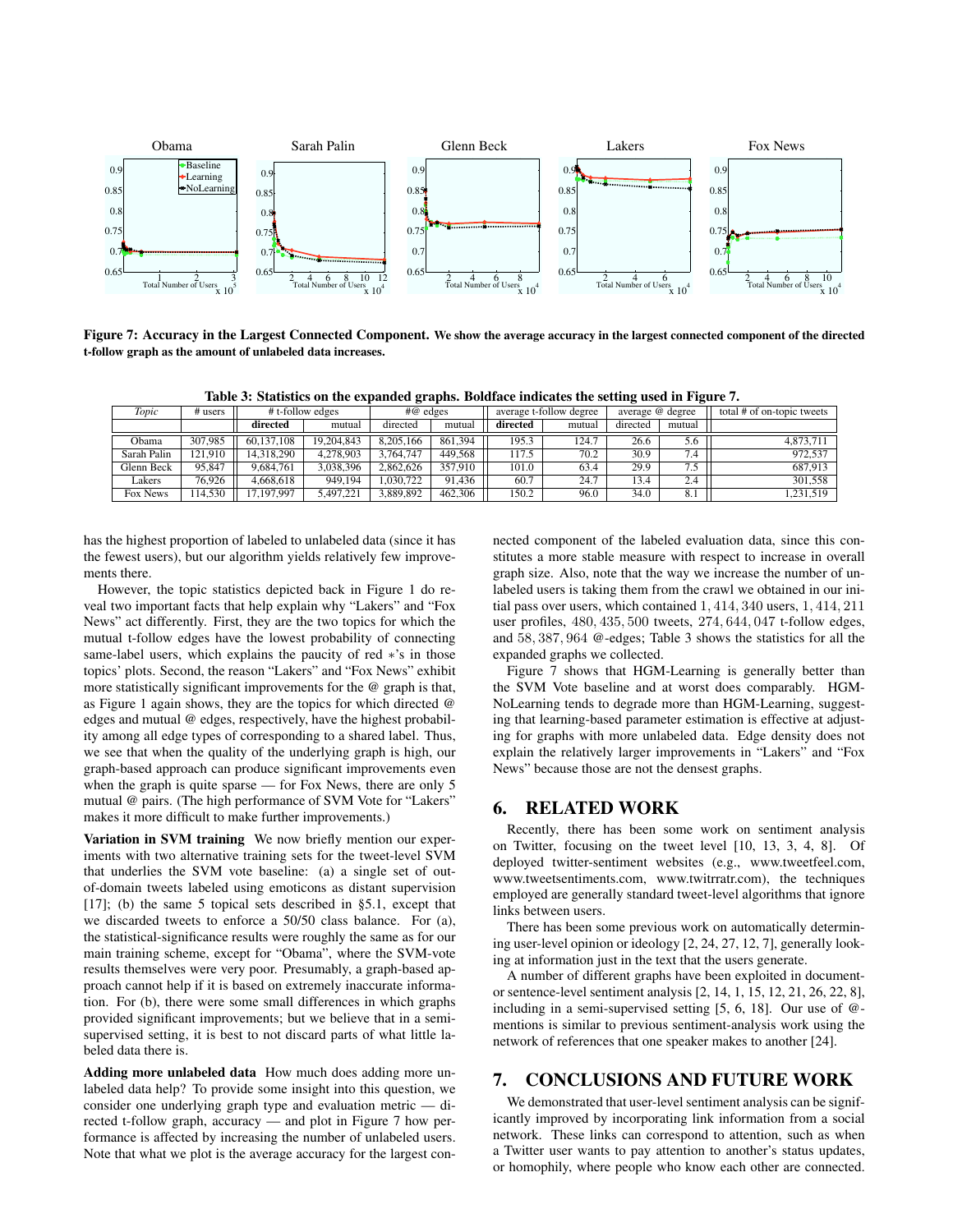Figure 7: Accuracy in the Largest Connected Component. **We show the average accuracy in the largest connected component of the directed t-follow graph as the amount of unlabeled data increases.**

**Table 3: Statistics on the expanded graphs. Boldface indicates the setting used in Figure 7.**

| *Topic* | # users | # t-follow edges | | #@ edges | | average t-follow degree | | average @ degree | | total # of on-topic tweets |
|---|---|---|---|---|---|---|---|---|---|---|
| | | **directed** | mutual | directed | mutual | **directed** | mutual | directed | mutual | |
| Obama | 307,985 | 60,137,108 | 19,204,843 | 8,205,166 | 861,394 | 195.3 | 124.7 | 26.6 | 5.6 | 4,873,711 |
| Sarah Palin | 121,910 | 14,318,290 | 4,278,903 | 3,764,747 | 449,568 | 117.5 | 70.2 | 30.9 | 7.4 | 972,537 |
| Glenn Beck | 95,847 | 9,684,761 | 3,038,396 | 2,862,626 | 357,910 | 101.0 | 63.4 | 29.9 | 7.5 | 687,913 |
| Lakers | 76,926 | 4,668,618 | 949,194 | 1,030,722 | 91,436 | 60.7 | 24.7 | 13.4 | 2.4 | 301,558 |
| Fox News | 114,530 | 17,197,997 | 5,497,221 | 3,889,892 | 462,306 | 150.2 | 96.0 | 34.0 | 8.1 | 1,231,519 |

has the highest proportion of labeled to unlabeled data (since it has the fewest users), but our algorithm yields relatively few improvements there.

However, the topic statistics depicted back in Figure 1 do reveal two important facts that help explain why "Lakers" and "Fox News" act differently. First, they are the two topics for which the mutual t-follow edges have the lowest probability of connecting same-label users, which explains the paucity of red $*$'s in those topics' plots. Second, the reason "Lakers" and "Fox News" exhibit more statistically significant improvements for the @ graph is that, as Figure 1 again shows, they are the topics for which directed @ edges and mutual @ edges, respectively, have the highest probability among all edge types of corresponding to a shared label. Thus, we see that when the quality of the underlying graph is high, our graph-based approach can produce significant improvements even when the graph is quite sparse — for Fox News, there are only 5 mutual @ pairs. (The high performance of SVM Vote for "Lakers" makes it more difficult to make further improvements.)

**Variation in SVM training** We now briefly mention our experiments with two alternative training sets for the tweet-level SVM that underlies the SVM vote baseline: (a) a single set of out-of-domain tweets labeled using emoticons as distant supervision [17]; (b) the same 5 topical sets described in §5.1, except that we discarded tweets to enforce a 50/50 class balance. For (a), the statistical-significance results were roughly the same as for our main training scheme, except for "Obama", where the SVM-vote results themselves were very poor. Presumably, a graph-based approach cannot help if it is based on extremely inaccurate information. For (b), there were some small differences in which graphs provided significant improvements; but we believe that in a semi-supervised setting, it is best to not discard parts of what little labeled data there is.

**Adding more unlabeled data** How much does adding more unlabeled data help? To provide some insight into this question, we consider one underlying graph type and evaluation metric — directed t-follow graph, accuracy — and plot in Figure 7 how performance is affected by increasing the number of unlabeled users. Note that what we plot is the average accuracy for the largest connected component of the labeled evaluation data, since this constitutes a more stable measure with respect to increase in overall graph size. Also, note that the way we increase the number of unlabeled users is taking them from the crawl we obtained in our initial pass over users, which contained $1,414,340$ users, $1,414,211$ user profiles, $480,435,500$ tweets, $274,644,047$ t-follow edges, and $58,387,964$ @-edges; Table 3 shows the statistics for all the expanded graphs we collected.

Figure 7 shows that HGM-Learning is generally better than the SVM Vote baseline and at worst does comparably. HGM-NoLearning tends to degrade more than HGM-Learning, suggesting that learning-based parameter estimation is effective at adjusting for graphs with more unlabeled data. Edge density does not explain the relatively larger improvements in "Lakers" and "Fox News" because those are not the densest graphs.

## 6. RELATED WORK

Recently, there has been some work on sentiment analysis on Twitter, focusing on the tweet level [10, 13, 3, 4, 8]. Of deployed twitter-sentiment websites (e.g., www.tweetfeel.com, www.tweetsentiments.com, www.twitrratr.com), the techniques employed are generally standard tweet-level algorithms that ignore links between users.

There has been some previous work on automatically determining user-level opinion or ideology [2, 24, 27, 12, 7], generally looking at information just in the text that the users generate.

A number of different graphs have been exploited in document- or sentence-level sentiment analysis [2, 14, 1, 15, 12, 21, 26, 22, 8], including in a semi-supervised setting [5, 6, 18]. Our use of @-mentions is similar to previous sentiment-analysis work using the network of references that one speaker makes to another [24].

## 7. CONCLUSIONS AND FUTURE WORK

We demonstrated that user-level sentiment analysis can be significantly improved by incorporating link information from a social network. These links can correspond to attention, such as when a Twitter user wants to pay attention to another's status updates, or homophily, where people who know each other are connected.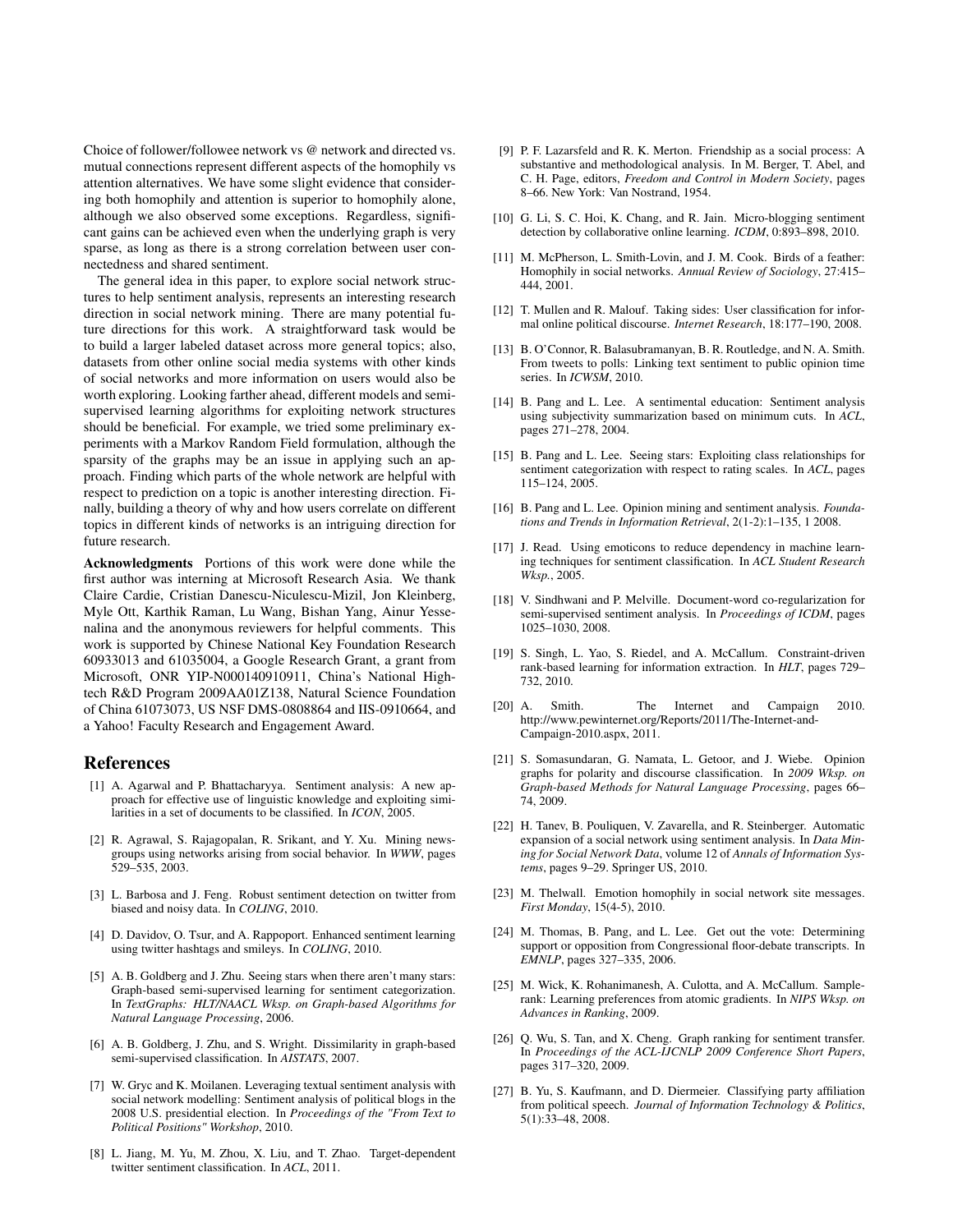Choice of follower/followee network vs @ network and directed vs. mutual connections represent different aspects of the homophily vs attention alternatives. We have some slight evidence that considering both homophily and attention is superior to homophily alone, although we also observed some exceptions. Regardless, significant gains can be achieved even when the underlying graph is very sparse, as long as there is a strong correlation between user connectedness and shared sentiment.

The general idea in this paper, to explore social network structures to help sentiment analysis, represents an interesting research direction in social network mining. There are many potential future directions for this work. A straightforward task would be to build a larger labeled dataset across more general topics; also, datasets from other online social media systems with other kinds of social networks and more information on users would also be worth exploring. Looking farther ahead, different models and semi-supervised learning algorithms for exploiting network structures should be beneficial. For example, we tried some preliminary experiments with a Markov Random Field formulation, although the sparsity of the graphs may be an issue in applying such an approach. Finding which parts of the whole network are helpful with respect to prediction on a topic is another interesting direction. Finally, building a theory of why and how users correlate on different topics in different kinds of networks is an intriguing direction for future research.

**Acknowledgments** Portions of this work were done while the first author was interning at Microsoft Research Asia. We thank Claire Cardie, Cristian Danescu-Niculescu-Mizil, Jon Kleinberg, Myle Ott, Karthik Raman, Lu Wang, Bishan Yang, Ainur Yessenalina and the anonymous reviewers for helpful comments. This work is supported by Chinese National Key Foundation Research 60933013 and 61035004, a Google Research Grant, a grant from Microsoft, ONR YIP-N000140910911, China's National High-tech R&D Program 2009AA01Z138, Natural Science Foundation of China 61073073, US NSF DMS-0808864 and IIS-0910664, and a Yahoo! Faculty Research and Engagement Award.

# References

[1] A. Agarwal and P. Bhattacharyya. Sentiment analysis: A new approach for effective use of linguistic knowledge and exploiting similarities in a set of documents to be classified. In *ICON*, 2005.

[2] R. Agrawal, S. Rajagopalan, R. Srikant, and Y. Xu. Mining newsgroups using networks arising from social behavior. In *WWW*, pages 529–535, 2003.

[3] L. Barbosa and J. Feng. Robust sentiment detection on twitter from biased and noisy data. In *COLING*, 2010.

[4] D. Davidov, O. Tsur, and A. Rappoport. Enhanced sentiment learning using twitter hashtags and smileys. In *COLING*, 2010.

[5] A. B. Goldberg and J. Zhu. Seeing stars when there aren't many stars: Graph-based semi-supervised learning for sentiment categorization. In *TextGraphs: HLT/NAACL Wksp. on Graph-based Algorithms for Natural Language Processing*, 2006.

[6] A. B. Goldberg, J. Zhu, and S. Wright. Dissimilarity in graph-based semi-supervised classification. In *AISTATS*, 2007.

[7] W. Gryc and K. Moilanen. Leveraging textual sentiment analysis with social network modelling: Sentiment analysis of political blogs in the 2008 U.S. presidential election. In *Proceedings of the "From Text to Political Positions" Workshop*, 2010.

[8] L. Jiang, M. Yu, M. Zhou, X. Liu, and T. Zhao. Target-dependent twitter sentiment classification. In *ACL*, 2011.

[9] P. F. Lazarsfeld and R. K. Merton. Friendship as a social process: A substantive and methodological analysis. In M. Berger, T. Abel, and C. H. Page, editors, *Freedom and Control in Modern Society*, pages 8–66. New York: Van Nostrand, 1954.

[10] G. Li, S. C. Hoi, K. Chang, and R. Jain. Micro-blogging sentiment detection by collaborative online learning. *ICDM*, 0:893–898, 2010.

[11] M. McPherson, L. Smith-Lovin, and J. M. Cook. Birds of a feather: Homophily in social networks. *Annual Review of Sociology*, 27:415–444, 2001.

[12] T. Mullen and R. Malouf. Taking sides: User classification for informal online political discourse. *Internet Research*, 18:177–190, 2008.

[13] B. O'Connor, R. Balasubramanyan, B. R. Routledge, and N. A. Smith. From tweets to polls: Linking text sentiment to public opinion time series. In *ICWSM*, 2010.

[14] B. Pang and L. Lee. A sentimental education: Sentiment analysis using subjectivity summarization based on minimum cuts. In *ACL*, pages 271–278, 2004.

[15] B. Pang and L. Lee. Seeing stars: Exploiting class relationships for sentiment categorization with respect to rating scales. In *ACL*, pages 115–124, 2005.

[16] B. Pang and L. Lee. Opinion mining and sentiment analysis. *Foundations and Trends in Information Retrieval*, 2(1-2):1–135, 1 2008.

[17] J. Read. Using emoticons to reduce dependency in machine learning techniques for sentiment classification. In *ACL Student Research Wksp.*, 2005.

[18] V. Sindhwani and P. Melville. Document-word co-regularization for semi-supervised sentiment analysis. In *Proceedings of ICDM*, pages 1025–1030, 2008.

[19] S. Singh, L. Yao, S. Riedel, and A. McCallum. Constraint-driven rank-based learning for information extraction. In *HLT*, pages 729–732, 2010.

[20] A. Smith. The Internet and Campaign 2010. http://www.pewinternet.org/Reports/2011/The-Internet-and-Campaign-2010.aspx, 2011.

[21] S. Somasundaran, G. Namata, L. Getoor, and J. Wiebe. Opinion graphs for polarity and discourse classification. In *2009 Wksp. on Graph-based Methods for Natural Language Processing*, pages 66–74, 2009.

[22] H. Tanev, B. Pouliquen, V. Zavarella, and R. Steinberger. Automatic expansion of a social network using sentiment analysis. In *Data Mining for Social Network Data*, volume 12 of *Annals of Information Systems*, pages 9–29. Springer US, 2010.

[23] M. Thelwall. Emotion homophily in social network site messages. *First Monday*, 15(4-5), 2010.

[24] M. Thomas, B. Pang, and L. Lee. Get out the vote: Determining support or opposition from Congressional floor-debate transcripts. In *EMNLP*, pages 327–335, 2006.

[25] M. Wick, K. Rohanimanesh, A. Culotta, and A. McCallum. Samplerank: Learning preferences from atomic gradients. In *NIPS Wksp. on Advances in Ranking*, 2009.

[26] Q. Wu, S. Tan, and X. Cheng. Graph ranking for sentiment transfer. In *Proceedings of the ACL-IJCNLP 2009 Conference Short Papers*, pages 317–320, 2009.

[27] B. Yu, S. Kaufmann, and D. Diermeier. Classifying party affiliation from political speech. *Journal of Information Technology & Politics*, 5(1):33–48, 2008.